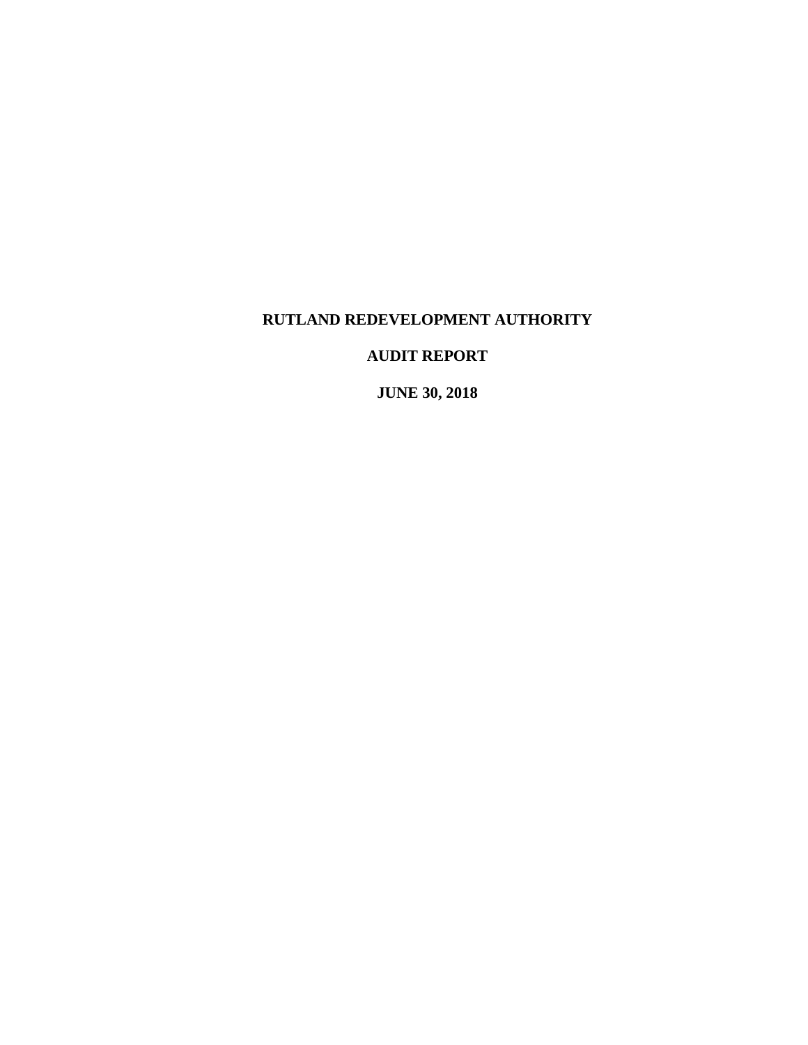# RUTLAND REDEVELOPMENT AUTHORITY

## AUDIT REPORT

## JUNE 30, 2018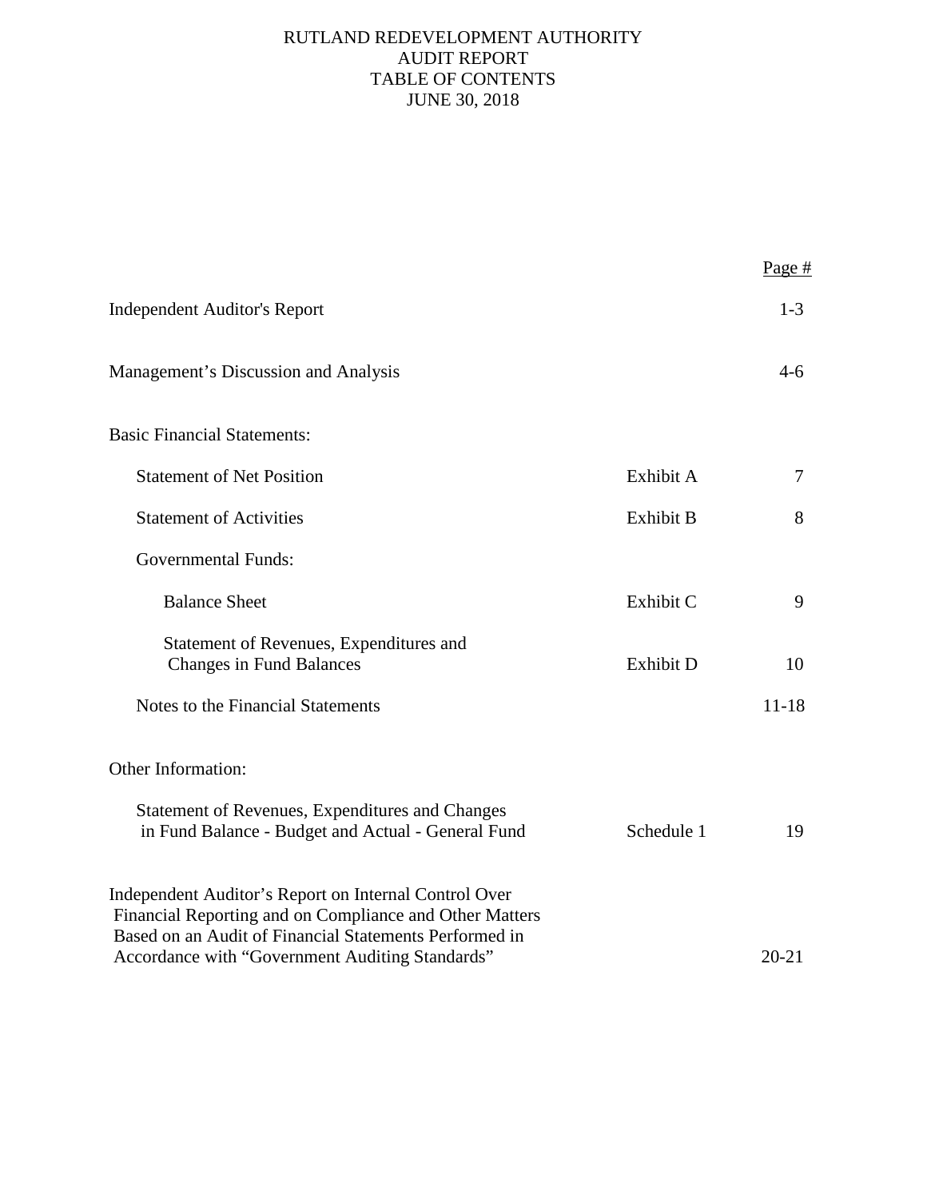# RUTLAND REDEVELOPMENT AUTHORITY
## AUDIT REPORT
## TABLE OF CONTENTS
## JUNE 30, 2018

| | | Page # |
|---|---|---|
| Independent Auditor's Report | | 1-3 |
| Management's Discussion and Analysis | | 4-6 |
| Basic Financial Statements: | | |
| Statement of Net Position | Exhibit A | 7 |
| Statement of Activities | Exhibit B | 8 |
| Governmental Funds: | | |
| Balance Sheet | Exhibit C | 9 |
| Statement of Revenues, Expenditures and Changes in Fund Balances | Exhibit D | 10 |
| Notes to the Financial Statements | | 11-18 |
| Other Information: | | |
| Statement of Revenues, Expenditures and Changes in Fund Balance - Budget and Actual - General Fund | Schedule 1 | 19 |
| Independent Auditor's Report on Internal Control Over Financial Reporting and on Compliance and Other Matters Based on an Audit of Financial Statements Performed in Accordance with "Government Auditing Standards" | | 20-21 |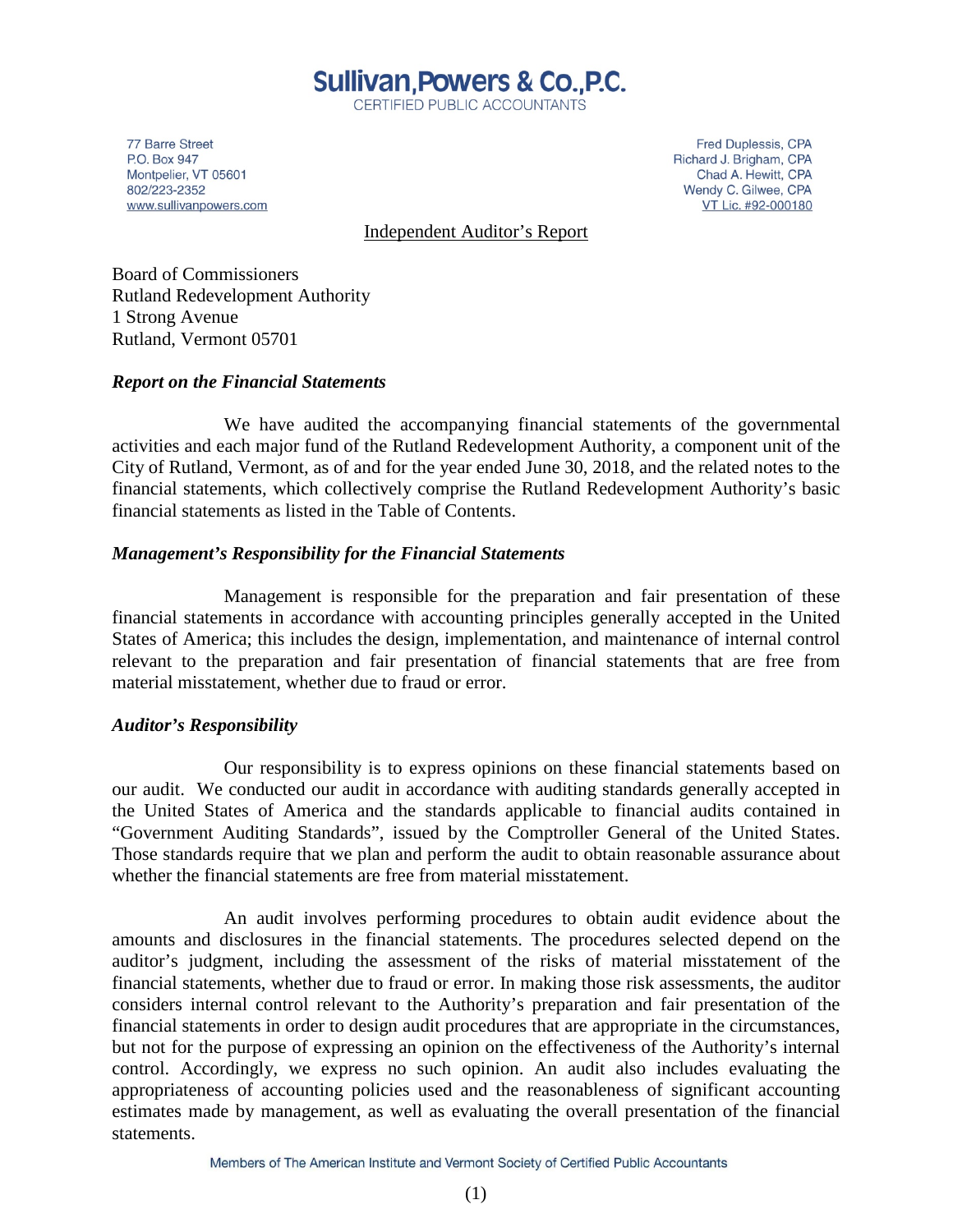# Sullivan, Powers & Co., P.C.

CERTIFIED PUBLIC ACCOUNTANTS

77 Barre Street
P.O. Box 947
Montpelier, VT 05601
802/223-2352
www.sullivanpowers.com

Fred Duplessis, CPA
Richard J. Brigham, CPA
Chad A. Hewitt, CPA
Wendy C. Gilwee, CPA
VT Lic. #92-000180

## Independent Auditor's Report

Board of Commissioners
Rutland Redevelopment Authority
1 Strong Avenue
Rutland, Vermont 05701

### *Report on the Financial Statements*

We have audited the accompanying financial statements of the governmental activities and each major fund of the Rutland Redevelopment Authority, a component unit of the City of Rutland, Vermont, as of and for the year ended June 30, 2018, and the related notes to the financial statements, which collectively comprise the Rutland Redevelopment Authority's basic financial statements as listed in the Table of Contents.

### *Management's Responsibility for the Financial Statements*

Management is responsible for the preparation and fair presentation of these financial statements in accordance with accounting principles generally accepted in the United States of America; this includes the design, implementation, and maintenance of internal control relevant to the preparation and fair presentation of financial statements that are free from material misstatement, whether due to fraud or error.

### *Auditor's Responsibility*

Our responsibility is to express opinions on these financial statements based on our audit. We conducted our audit in accordance with auditing standards generally accepted in the United States of America and the standards applicable to financial audits contained in "Government Auditing Standards", issued by the Comptroller General of the United States. Those standards require that we plan and perform the audit to obtain reasonable assurance about whether the financial statements are free from material misstatement.

An audit involves performing procedures to obtain audit evidence about the amounts and disclosures in the financial statements. The procedures selected depend on the auditor's judgment, including the assessment of the risks of material misstatement of the financial statements, whether due to fraud or error. In making those risk assessments, the auditor considers internal control relevant to the Authority's preparation and fair presentation of the financial statements in order to design audit procedures that are appropriate in the circumstances, but not for the purpose of expressing an opinion on the effectiveness of the Authority's internal control. Accordingly, we express no such opinion. An audit also includes evaluating the appropriateness of accounting policies used and the reasonableness of significant accounting estimates made by management, as well as evaluating the overall presentation of the financial statements.

Members of The American Institute and Vermont Society of Certified Public Accountants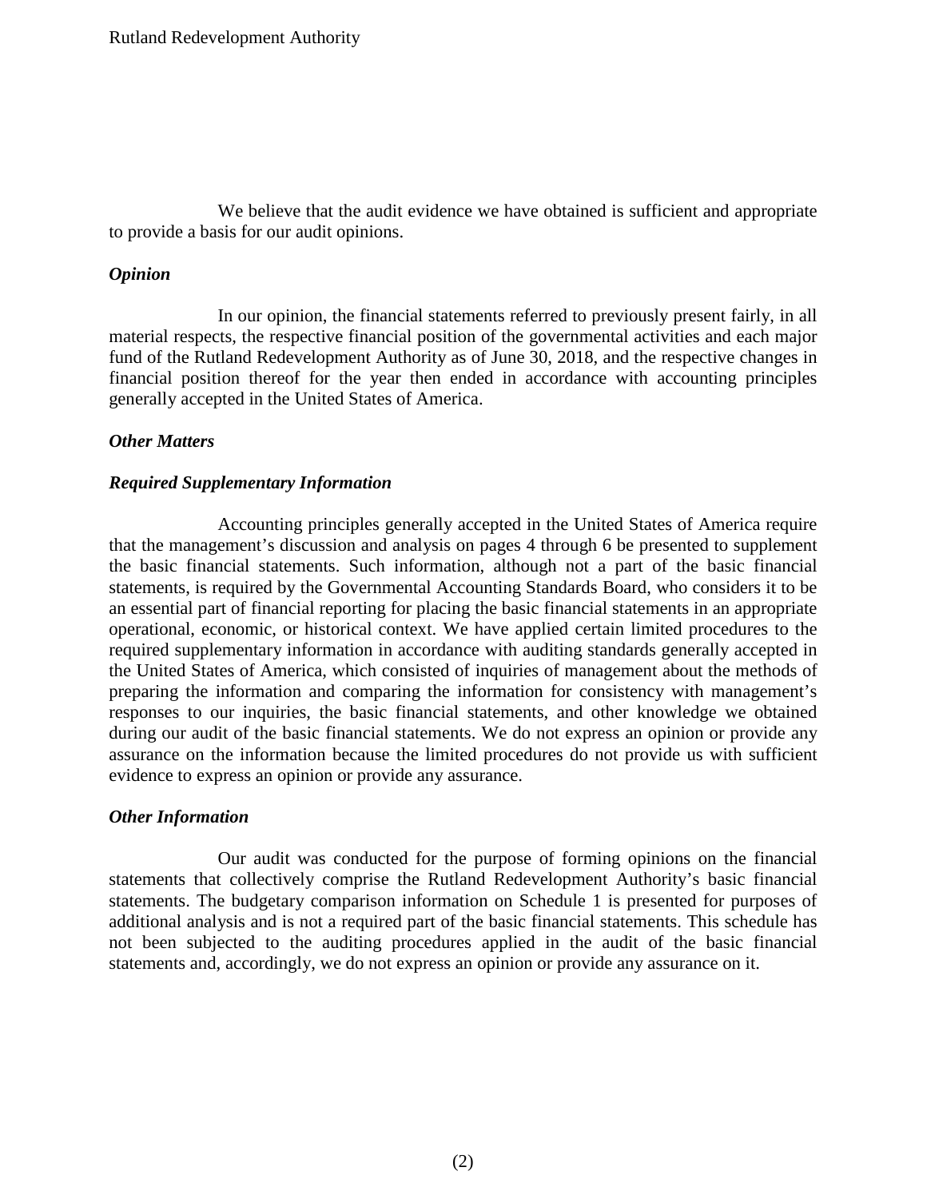We believe that the audit evidence we have obtained is sufficient and appropriate to provide a basis for our audit opinions.

### *Opinion*

In our opinion, the financial statements referred to previously present fairly, in all material respects, the respective financial position of the governmental activities and each major fund of the Rutland Redevelopment Authority as of June 30, 2018, and the respective changes in financial position thereof for the year then ended in accordance with accounting principles generally accepted in the United States of America.

### *Other Matters*

### *Required Supplementary Information*

Accounting principles generally accepted in the United States of America require that the management's discussion and analysis on pages 4 through 6 be presented to supplement the basic financial statements. Such information, although not a part of the basic financial statements, is required by the Governmental Accounting Standards Board, who considers it to be an essential part of financial reporting for placing the basic financial statements in an appropriate operational, economic, or historical context. We have applied certain limited procedures to the required supplementary information in accordance with auditing standards generally accepted in the United States of America, which consisted of inquiries of management about the methods of preparing the information and comparing the information for consistency with management's responses to our inquiries, the basic financial statements, and other knowledge we obtained during our audit of the basic financial statements. We do not express an opinion or provide any assurance on the information because the limited procedures do not provide us with sufficient evidence to express an opinion or provide any assurance.

### *Other Information*

Our audit was conducted for the purpose of forming opinions on the financial statements that collectively comprise the Rutland Redevelopment Authority's basic financial statements. The budgetary comparison information on Schedule 1 is presented for purposes of additional analysis and is not a required part of the basic financial statements. This schedule has not been subjected to the auditing procedures applied in the audit of the basic financial statements and, accordingly, we do not express an opinion or provide any assurance on it.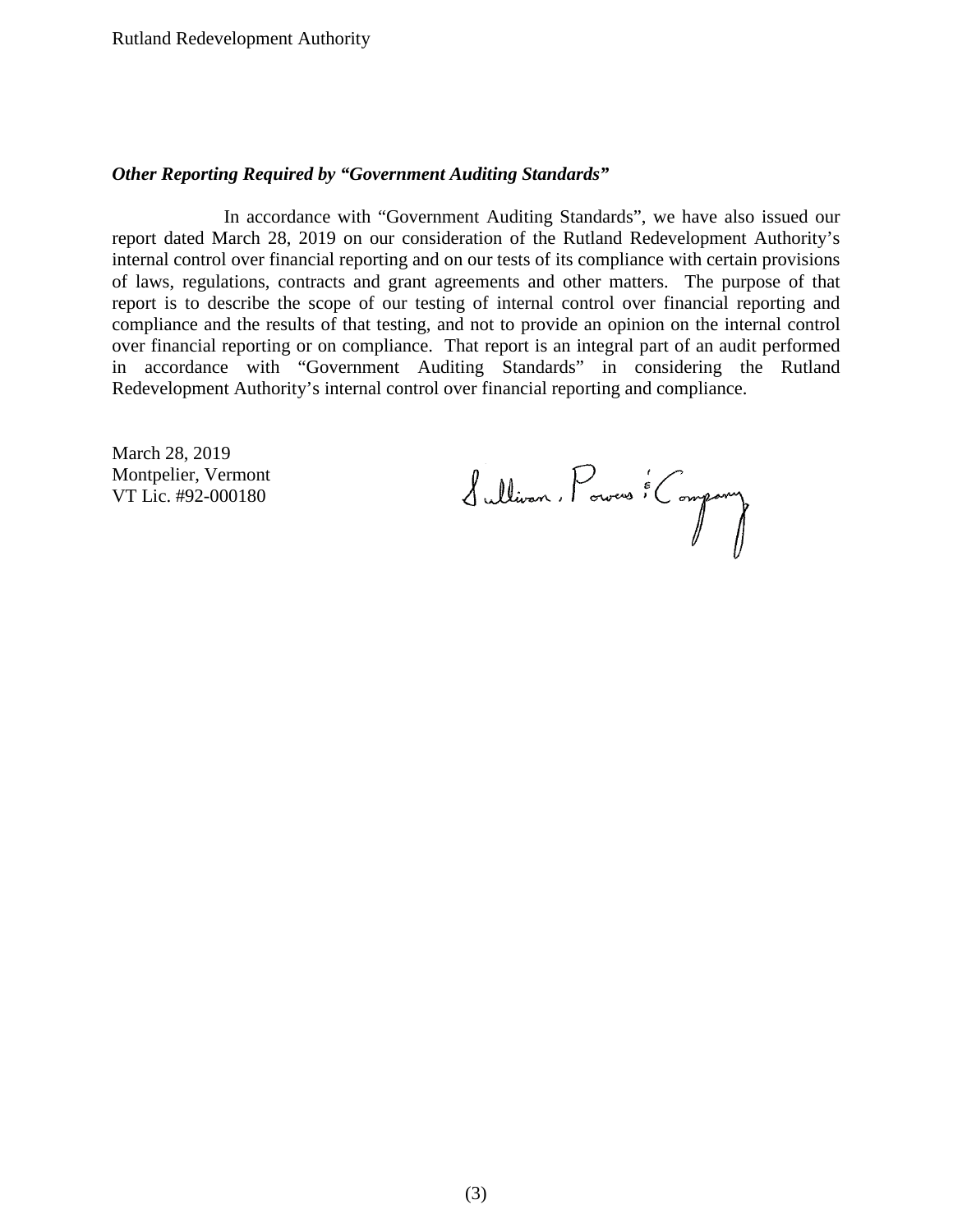***Other Reporting Required by "Government Auditing Standards"***

In accordance with "Government Auditing Standards", we have also issued our report dated March 28, 2019 on our consideration of the Rutland Redevelopment Authority's internal control over financial reporting and on our tests of its compliance with certain provisions of laws, regulations, contracts and grant agreements and other matters. The purpose of that report is to describe the scope of our testing of internal control over financial reporting and compliance and the results of that testing, and not to provide an opinion on the internal control over financial reporting or on compliance. That report is an integral part of an audit performed in accordance with "Government Auditing Standards" in considering the Rutland Redevelopment Authority's internal control over financial reporting and compliance.

March 28, 2019
Montpelier, Vermont
VT Lic. #92-000180

Sullivan, Powers & Company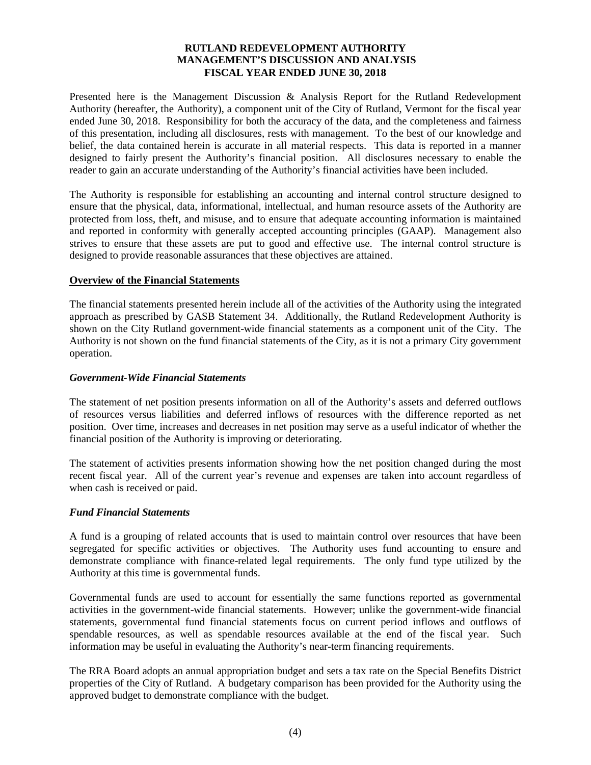# RUTLAND REDEVELOPMENT AUTHORITY
## MANAGEMENT'S DISCUSSION AND ANALYSIS
## FISCAL YEAR ENDED JUNE 30, 2018

Presented here is the Management Discussion & Analysis Report for the Rutland Redevelopment Authority (hereafter, the Authority), a component unit of the City of Rutland, Vermont for the fiscal year ended June 30, 2018. Responsibility for both the accuracy of the data, and the completeness and fairness of this presentation, including all disclosures, rests with management. To the best of our knowledge and belief, the data contained herein is accurate in all material respects. This data is reported in a manner designed to fairly present the Authority's financial position. All disclosures necessary to enable the reader to gain an accurate understanding of the Authority's financial activities have been included.

The Authority is responsible for establishing an accounting and internal control structure designed to ensure that the physical, data, informational, intellectual, and human resource assets of the Authority are protected from loss, theft, and misuse, and to ensure that adequate accounting information is maintained and reported in conformity with generally accepted accounting principles (GAAP). Management also strives to ensure that these assets are put to good and effective use. The internal control structure is designed to provide reasonable assurances that these objectives are attained.

**Overview of the Financial Statements**

The financial statements presented herein include all of the activities of the Authority using the integrated approach as prescribed by GASB Statement 34. Additionally, the Rutland Redevelopment Authority is shown on the City Rutland government-wide financial statements as a component unit of the City. The Authority is not shown on the fund financial statements of the City, as it is not a primary City government operation.

***Government-Wide Financial Statements***

The statement of net position presents information on all of the Authority's assets and deferred outflows of resources versus liabilities and deferred inflows of resources with the difference reported as net position. Over time, increases and decreases in net position may serve as a useful indicator of whether the financial position of the Authority is improving or deteriorating.

The statement of activities presents information showing how the net position changed during the most recent fiscal year. All of the current year's revenue and expenses are taken into account regardless of when cash is received or paid.

***Fund Financial Statements***

A fund is a grouping of related accounts that is used to maintain control over resources that have been segregated for specific activities or objectives. The Authority uses fund accounting to ensure and demonstrate compliance with finance-related legal requirements. The only fund type utilized by the Authority at this time is governmental funds.

Governmental funds are used to account for essentially the same functions reported as governmental activities in the government-wide financial statements. However; unlike the government-wide financial statements, governmental fund financial statements focus on current period inflows and outflows of spendable resources, as well as spendable resources available at the end of the fiscal year. Such information may be useful in evaluating the Authority's near-term financing requirements.

The RRA Board adopts an annual appropriation budget and sets a tax rate on the Special Benefits District properties of the City of Rutland. A budgetary comparison has been provided for the Authority using the approved budget to demonstrate compliance with the budget.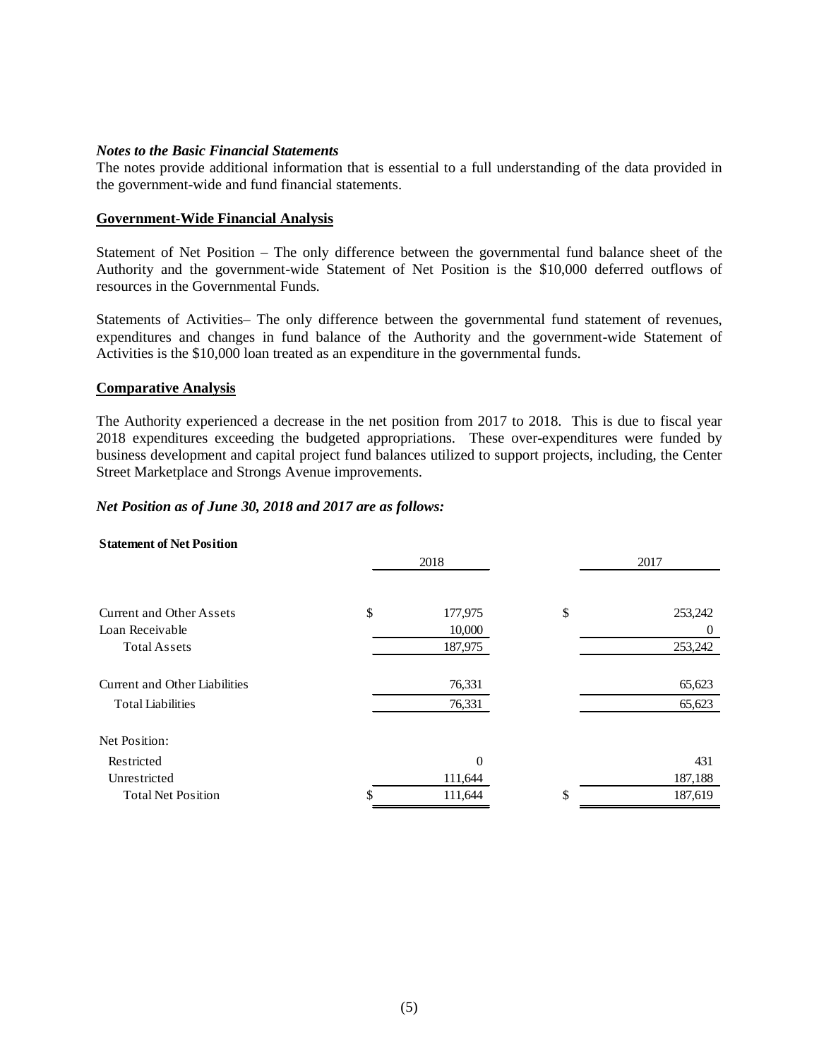***Notes to the Basic Financial Statements***

The notes provide additional information that is essential to a full understanding of the data provided in the government-wide and fund financial statements.

**Government-Wide Financial Analysis**

Statement of Net Position – The only difference between the governmental fund balance sheet of the Authority and the government-wide Statement of Net Position is the $10,000 deferred outflows of resources in the Governmental Funds.

Statements of Activities– The only difference between the governmental fund statement of revenues, expenditures and changes in fund balance of the Authority and the government-wide Statement of Activities is the $10,000 loan treated as an expenditure in the governmental funds.

**Comparative Analysis**

The Authority experienced a decrease in the net position from 2017 to 2018. This is due to fiscal year 2018 expenditures exceeding the budgeted appropriations. These over-expenditures were funded by business development and capital project fund balances utilized to support projects, including, the Center Street Marketplace and Strongs Avenue improvements.

***Net Position as of June 30, 2018 and 2017 are as follows:***

**Statement of Net Position**

| | 2018 | 2017 |
|---|---|---|
| Current and Other Assets | $ 177,975 | $ 253,242 |
| Loan Receivable | 10,000 | 0 |
| Total Assets | 187,975 | 253,242 |
| Current and Other Liabilities | 76,331 | 65,623 |
| Total Liabilities | 76,331 | 65,623 |
| Net Position: | | |
| Restricted | 0 | 431 |
| Unrestricted | 111,644 | 187,188 |
| Total Net Position | $ 111,644 | $ 187,619 |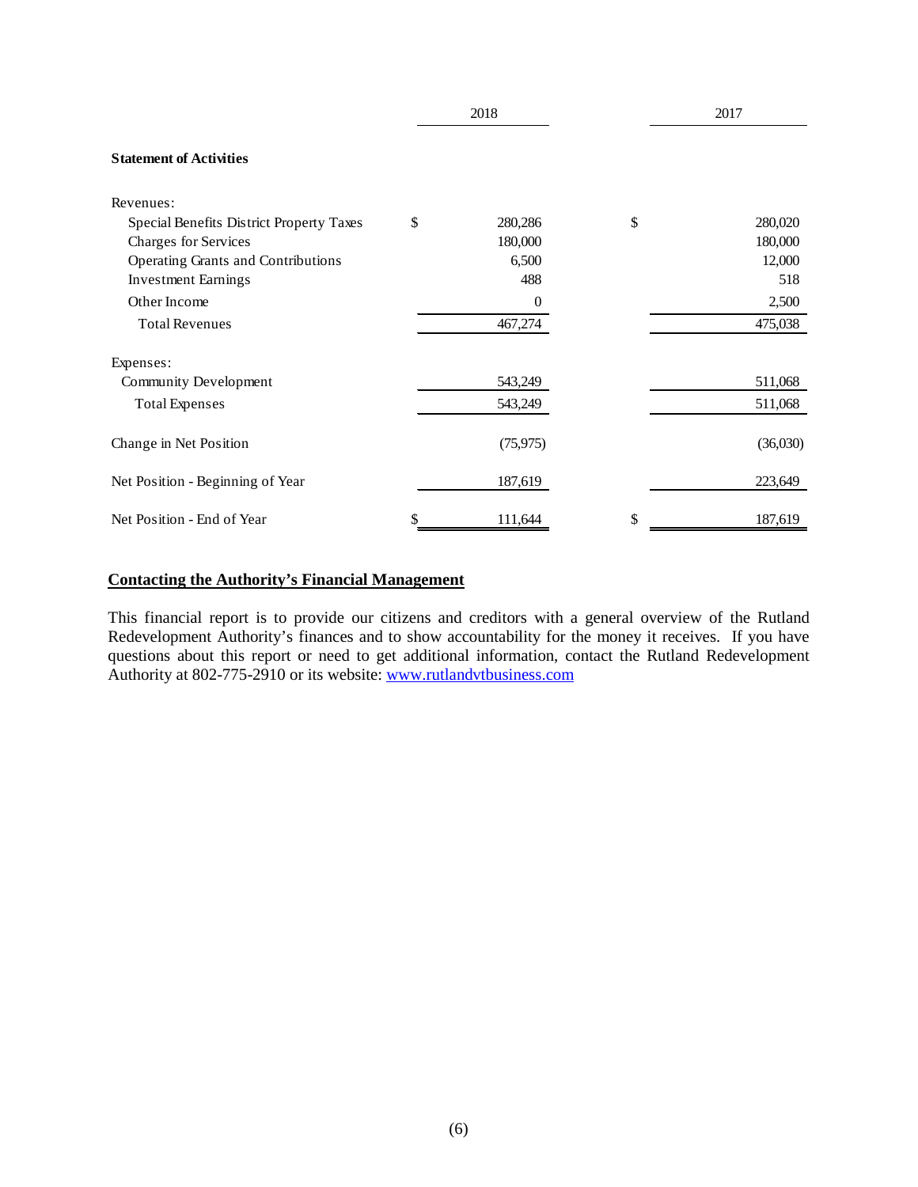| | 2018 | 2017 |
|---|---|---|
| **Statement of Activities** | | |
| Revenues: | | |
| Special Benefits District Property Taxes | $ 280,286 | $ 280,020 |
| Charges for Services | 180,000 | 180,000 |
| Operating Grants and Contributions | 6,500 | 12,000 |
| Investment Earnings | 488 | 518 |
| Other Income | 0 | 2,500 |
| Total Revenues | 467,274 | 475,038 |
| Expenses: | | |
| Community Development | 543,249 | 511,068 |
| Total Expenses | 543,249 | 511,068 |
| Change in Net Position | (75,975) | (36,030) |
| Net Position - Beginning of Year | 187,619 | 223,649 |
| Net Position - End of Year | $ 111,644 | $ 187,619 |

## Contacting the Authority's Financial Management

This financial report is to provide our citizens and creditors with a general overview of the Rutland Redevelopment Authority's finances and to show accountability for the money it receives. If you have questions about this report or need to get additional information, contact the Rutland Redevelopment Authority at 802-775-2910 or its website: www.rutlandvtbusiness.com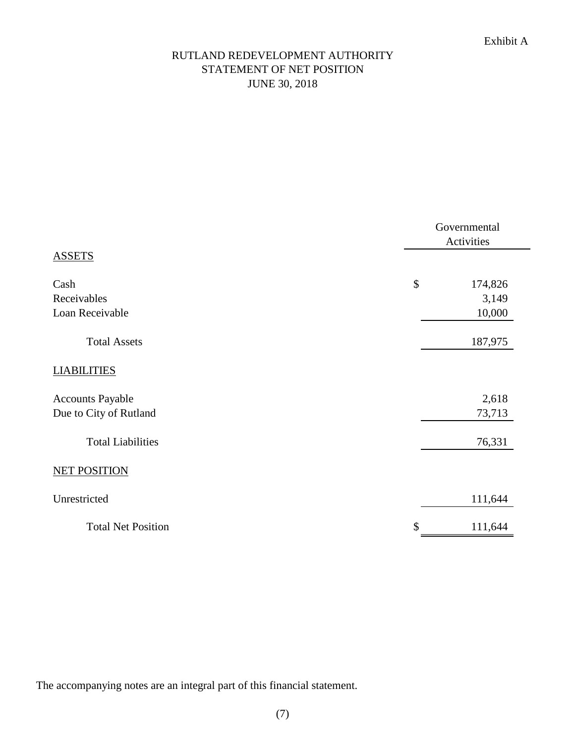Exhibit A

# RUTLAND REDEVELOPMENT AUTHORITY
## STATEMENT OF NET POSITION
## JUNE 30, 2018

| | Governmental Activities |
|---|---|
| **ASSETS** | |
| Cash | $ 174,826 |
| Receivables | 3,149 |
| Loan Receivable | 10,000 |
| Total Assets | 187,975 |
| **LIABILITIES** | |
| Accounts Payable | 2,618 |
| Due to City of Rutland | 73,713 |
| Total Liabilities | 76,331 |
| **NET POSITION** | |
| Unrestricted | 111,644 |
| Total Net Position | $ 111,644 |

The accompanying notes are an integral part of this financial statement.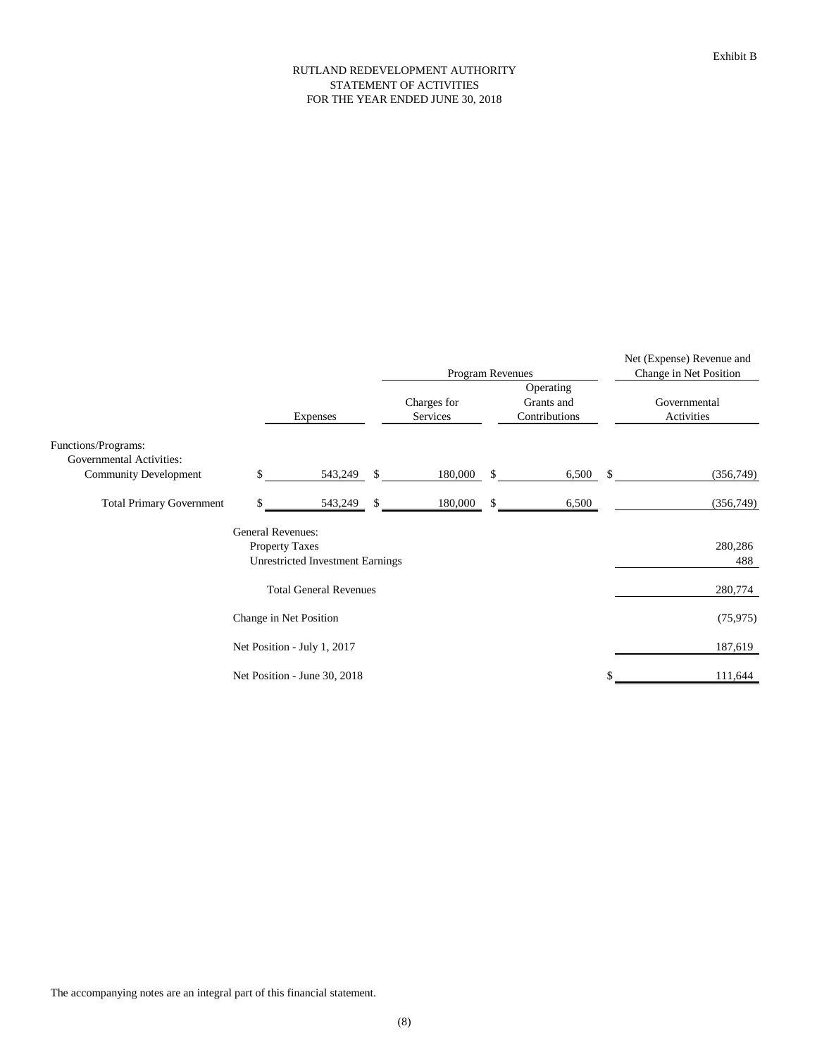Exhibit B

# RUTLAND REDEVELOPMENT AUTHORITY
## STATEMENT OF ACTIVITIES
### FOR THE YEAR ENDED JUNE 30, 2018

| | Expenses | Program Revenues | | Net (Expense) Revenue and Change in Net Position |
|---|---|---|---|---|
| | | Charges for Services | Operating Grants and Contributions | Governmental Activities |
| Functions/Programs: | | | | |
| Governmental Activities: | | | | |
| Community Development | $ 543,249 | $ 180,000 | $ 6,500 | $ (356,749) |
| Total Primary Government | $ 543,249 | $ 180,000 | $ 6,500 | (356,749) |
| General Revenues: | | | | |
| Property Taxes | | | | 280,286 |
| Unrestricted Investment Earnings | | | | 488 |
| Total General Revenues | | | | 280,774 |
| Change in Net Position | | | | (75,975) |
| Net Position - July 1, 2017 | | | | 187,619 |
| Net Position - June 30, 2018 | | | | $ 111,644 |

The accompanying notes are an integral part of this financial statement.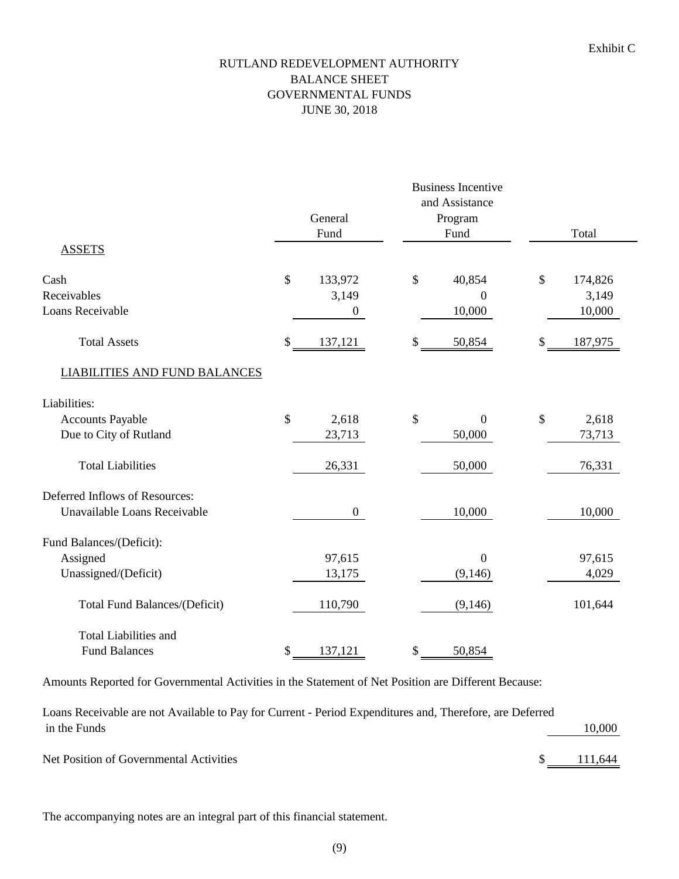Exhibit C

# RUTLAND REDEVELOPMENT AUTHORITY
## BALANCE SHEET
## GOVERNMENTAL FUNDS
## JUNE 30, 2018

| | General Fund | Business Incentive and Assistance Program Fund | Total |
|---|---|---|---|
| **ASSETS** | | | |
| Cash | $ 133,972 | $ 40,854 | $ 174,826 |
| Receivables | 3,149 | 0 | 3,149 |
| Loans Receivable | 0 | 10,000 | 10,000 |
| Total Assets | $ 137,121 | $ 50,854 | $ 187,975 |
| **LIABILITIES AND FUND BALANCES** | | | |
| Liabilities: | | | |
| Accounts Payable | $ 2,618 | $ 0 | $ 2,618 |
| Due to City of Rutland | 23,713 | 50,000 | 73,713 |
| Total Liabilities | 26,331 | 50,000 | 76,331 |
| Deferred Inflows of Resources: | | | |
| Unavailable Loans Receivable | 0 | 10,000 | 10,000 |
| Fund Balances/(Deficit): | | | |
| Assigned | 97,615 | 0 | 97,615 |
| Unassigned/(Deficit) | 13,175 | (9,146) | 4,029 |
| Total Fund Balances/(Deficit) | 110,790 | (9,146) | 101,644 |
| Total Liabilities and Fund Balances | $ 137,121 | $ 50,854 | |

Amounts Reported for Governmental Activities in the Statement of Net Position are Different Because:

| | |
|---|---|
| Loans Receivable are not Available to Pay for Current - Period Expenditures and, Therefore, are Deferred in the Funds | 10,000 |
| Net Position of Governmental Activities | $ 111,644 |

The accompanying notes are an integral part of this financial statement.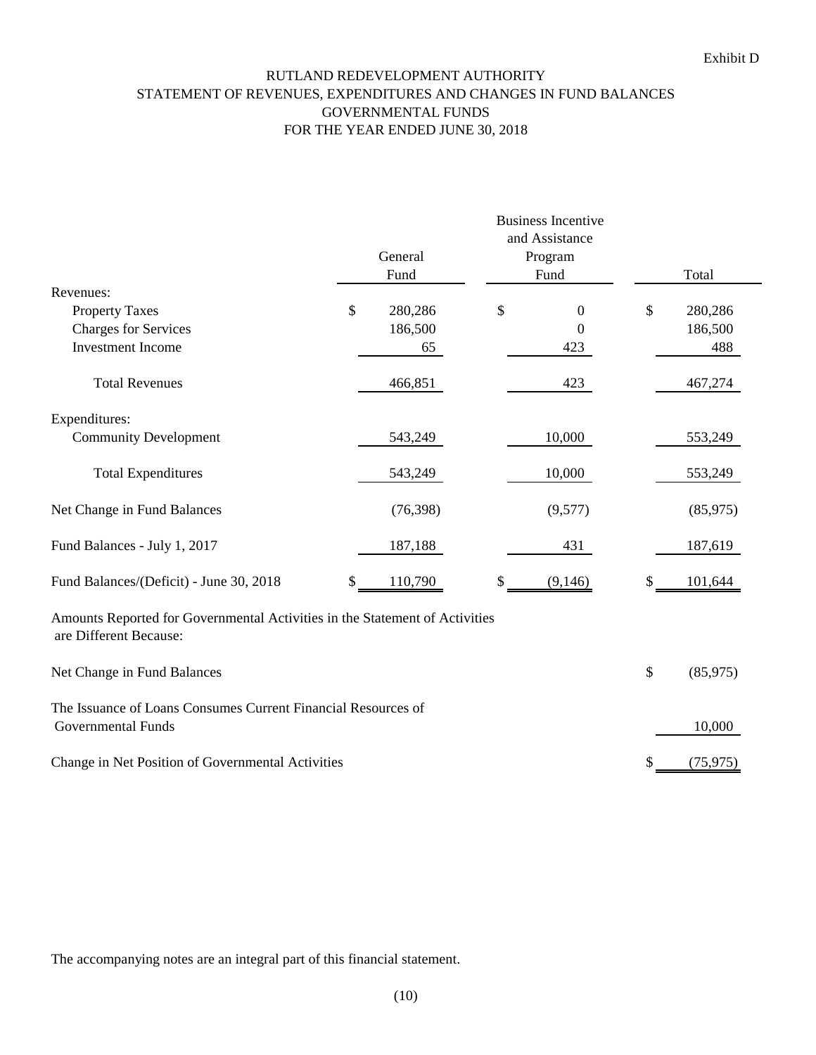Exhibit D

# RUTLAND REDEVELOPMENT AUTHORITY
## STATEMENT OF REVENUES, EXPENDITURES AND CHANGES IN FUND BALANCES
## GOVERNMENTAL FUNDS
## FOR THE YEAR ENDED JUNE 30, 2018

| | General Fund | Business Incentive and Assistance Program Fund | Total |
|---|---|---|---|
| Revenues: | | | |
| Property Taxes | $ 280,286 | $ 0 | $ 280,286 |
| Charges for Services | 186,500 | 0 | 186,500 |
| Investment Income | 65 | 423 | 488 |
| Total Revenues | 466,851 | 423 | 467,274 |
| Expenditures: | | | |
| Community Development | 543,249 | 10,000 | 553,249 |
| Total Expenditures | 543,249 | 10,000 | 553,249 |
| Net Change in Fund Balances | (76,398) | (9,577) | (85,975) |
| Fund Balances - July 1, 2017 | 187,188 | 431 | 187,619 |
| Fund Balances/(Deficit) - June 30, 2018 | $ 110,790 | $ (9,146) | $ 101,644 |

Amounts Reported for Governmental Activities in the Statement of Activities are Different Because:

| | |
|---|---|
| Net Change in Fund Balances | $ (85,975) |
| The Issuance of Loans Consumes Current Financial Resources of Governmental Funds | 10,000 |
| Change in Net Position of Governmental Activities | $ (75,975) |

The accompanying notes are an integral part of this financial statement.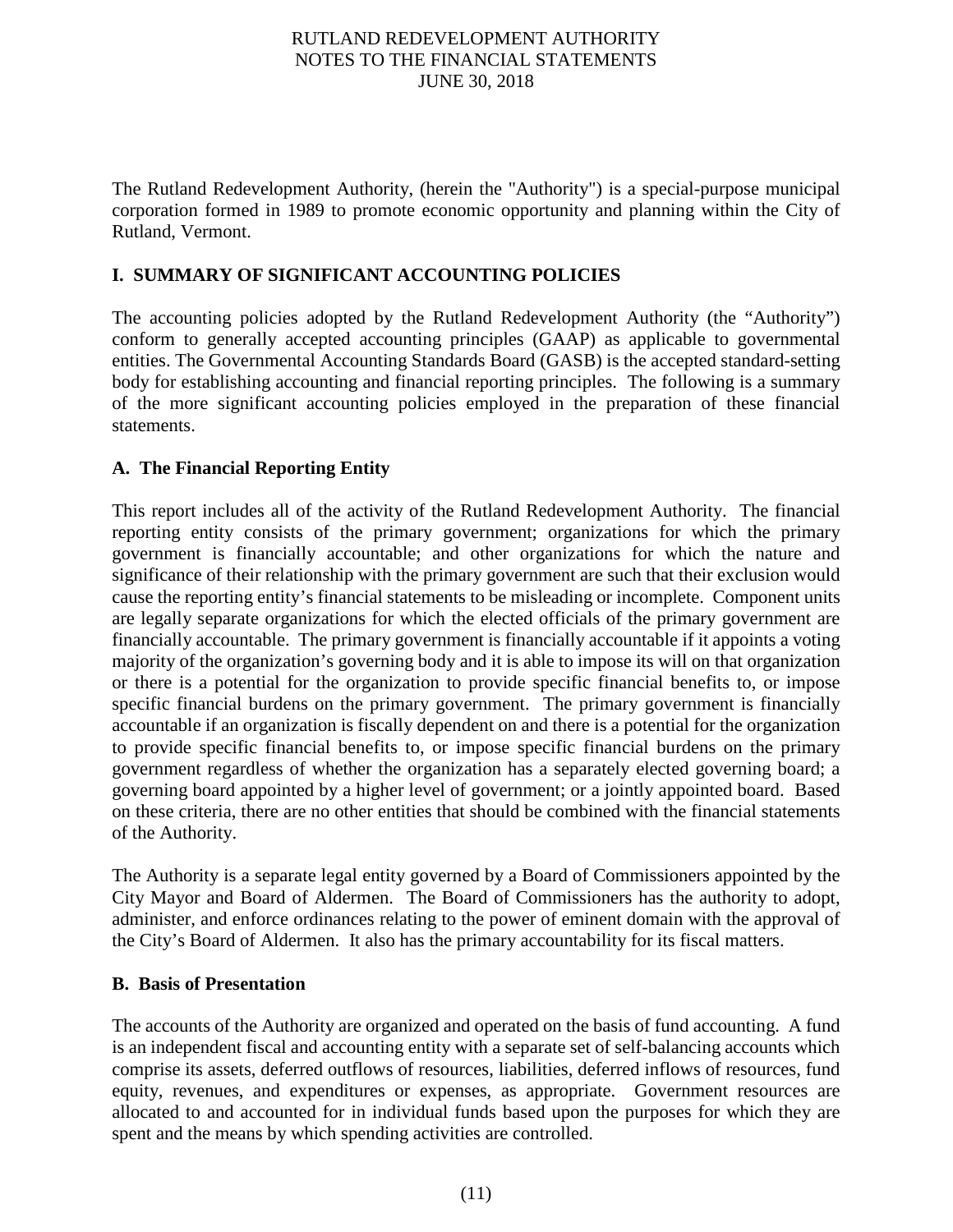The Rutland Redevelopment Authority, (herein the "Authority") is a special-purpose municipal corporation formed in 1989 to promote economic opportunity and planning within the City of Rutland, Vermont.

## I. SUMMARY OF SIGNIFICANT ACCOUNTING POLICIES

The accounting policies adopted by the Rutland Redevelopment Authority (the "Authority") conform to generally accepted accounting principles (GAAP) as applicable to governmental entities. The Governmental Accounting Standards Board (GASB) is the accepted standard-setting body for establishing accounting and financial reporting principles. The following is a summary of the more significant accounting policies employed in the preparation of these financial statements.

### A. The Financial Reporting Entity

This report includes all of the activity of the Rutland Redevelopment Authority. The financial reporting entity consists of the primary government; organizations for which the primary government is financially accountable; and other organizations for which the nature and significance of their relationship with the primary government are such that their exclusion would cause the reporting entity's financial statements to be misleading or incomplete. Component units are legally separate organizations for which the elected officials of the primary government are financially accountable. The primary government is financially accountable if it appoints a voting majority of the organization's governing body and it is able to impose its will on that organization or there is a potential for the organization to provide specific financial benefits to, or impose specific financial burdens on the primary government. The primary government is financially accountable if an organization is fiscally dependent on and there is a potential for the organization to provide specific financial benefits to, or impose specific financial burdens on the primary government regardless of whether the organization has a separately elected governing board; a governing board appointed by a higher level of government; or a jointly appointed board. Based on these criteria, there are no other entities that should be combined with the financial statements of the Authority.

The Authority is a separate legal entity governed by a Board of Commissioners appointed by the City Mayor and Board of Aldermen. The Board of Commissioners has the authority to adopt, administer, and enforce ordinances relating to the power of eminent domain with the approval of the City's Board of Aldermen. It also has the primary accountability for its fiscal matters.

### B. Basis of Presentation

The accounts of the Authority are organized and operated on the basis of fund accounting. A fund is an independent fiscal and accounting entity with a separate set of self-balancing accounts which comprise its assets, deferred outflows of resources, liabilities, deferred inflows of resources, fund equity, revenues, and expenditures or expenses, as appropriate. Government resources are allocated to and accounted for in individual funds based upon the purposes for which they are spent and the means by which spending activities are controlled.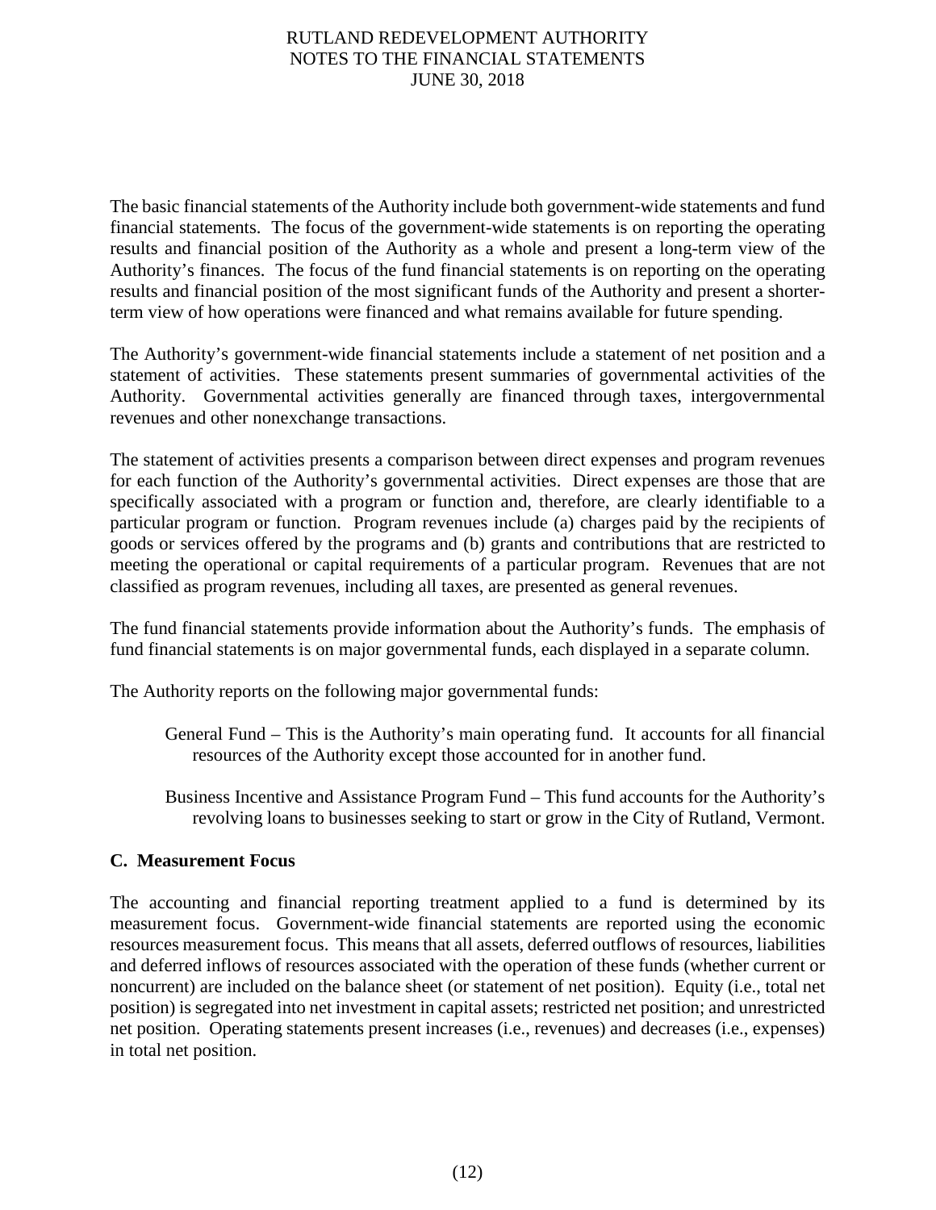The basic financial statements of the Authority include both government-wide statements and fund financial statements. The focus of the government-wide statements is on reporting the operating results and financial position of the Authority as a whole and present a long-term view of the Authority's finances. The focus of the fund financial statements is on reporting on the operating results and financial position of the most significant funds of the Authority and present a shorter-term view of how operations were financed and what remains available for future spending.

The Authority's government-wide financial statements include a statement of net position and a statement of activities. These statements present summaries of governmental activities of the Authority. Governmental activities generally are financed through taxes, intergovernmental revenues and other nonexchange transactions.

The statement of activities presents a comparison between direct expenses and program revenues for each function of the Authority's governmental activities. Direct expenses are those that are specifically associated with a program or function and, therefore, are clearly identifiable to a particular program or function. Program revenues include (a) charges paid by the recipients of goods or services offered by the programs and (b) grants and contributions that are restricted to meeting the operational or capital requirements of a particular program. Revenues that are not classified as program revenues, including all taxes, are presented as general revenues.

The fund financial statements provide information about the Authority's funds. The emphasis of fund financial statements is on major governmental funds, each displayed in a separate column.

The Authority reports on the following major governmental funds:

General Fund – This is the Authority's main operating fund. It accounts for all financial resources of the Authority except those accounted for in another fund.

Business Incentive and Assistance Program Fund – This fund accounts for the Authority's revolving loans to businesses seeking to start or grow in the City of Rutland, Vermont.

**C. Measurement Focus**

The accounting and financial reporting treatment applied to a fund is determined by its measurement focus. Government-wide financial statements are reported using the economic resources measurement focus. This means that all assets, deferred outflows of resources, liabilities and deferred inflows of resources associated with the operation of these funds (whether current or noncurrent) are included on the balance sheet (or statement of net position). Equity (i.e., total net position) is segregated into net investment in capital assets; restricted net position; and unrestricted net position. Operating statements present increases (i.e., revenues) and decreases (i.e., expenses) in total net position.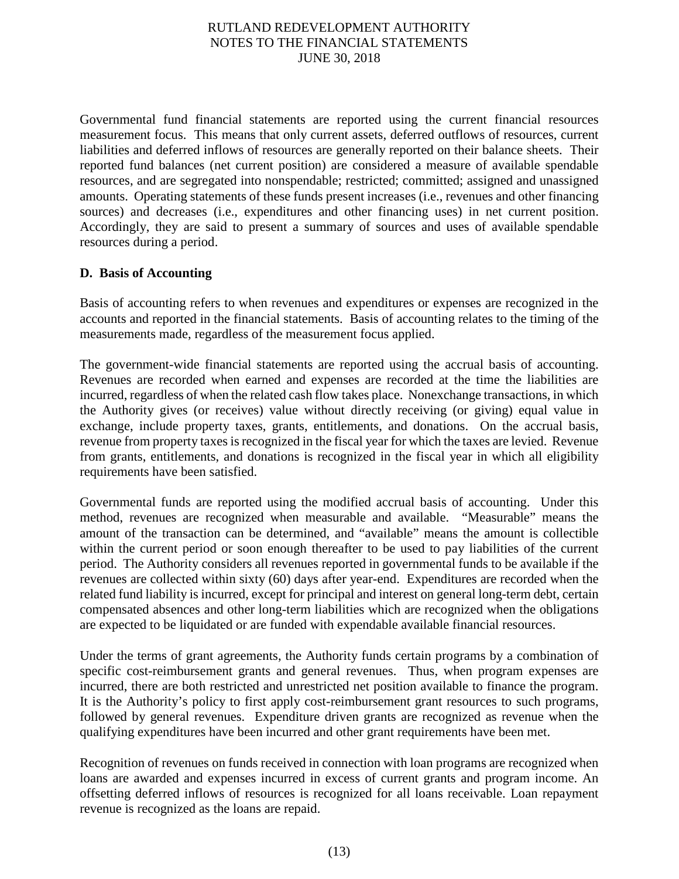Governmental fund financial statements are reported using the current financial resources measurement focus. This means that only current assets, deferred outflows of resources, current liabilities and deferred inflows of resources are generally reported on their balance sheets. Their reported fund balances (net current position) are considered a measure of available spendable resources, and are segregated into nonspendable; restricted; committed; assigned and unassigned amounts. Operating statements of these funds present increases (i.e., revenues and other financing sources) and decreases (i.e., expenditures and other financing uses) in net current position. Accordingly, they are said to present a summary of sources and uses of available spendable resources during a period.

**D. Basis of Accounting**

Basis of accounting refers to when revenues and expenditures or expenses are recognized in the accounts and reported in the financial statements. Basis of accounting relates to the timing of the measurements made, regardless of the measurement focus applied.

The government-wide financial statements are reported using the accrual basis of accounting. Revenues are recorded when earned and expenses are recorded at the time the liabilities are incurred, regardless of when the related cash flow takes place. Nonexchange transactions, in which the Authority gives (or receives) value without directly receiving (or giving) equal value in exchange, include property taxes, grants, entitlements, and donations. On the accrual basis, revenue from property taxes is recognized in the fiscal year for which the taxes are levied. Revenue from grants, entitlements, and donations is recognized in the fiscal year in which all eligibility requirements have been satisfied.

Governmental funds are reported using the modified accrual basis of accounting. Under this method, revenues are recognized when measurable and available. "Measurable" means the amount of the transaction can be determined, and "available" means the amount is collectible within the current period or soon enough thereafter to be used to pay liabilities of the current period. The Authority considers all revenues reported in governmental funds to be available if the revenues are collected within sixty (60) days after year-end. Expenditures are recorded when the related fund liability is incurred, except for principal and interest on general long-term debt, certain compensated absences and other long-term liabilities which are recognized when the obligations are expected to be liquidated or are funded with expendable available financial resources.

Under the terms of grant agreements, the Authority funds certain programs by a combination of specific cost-reimbursement grants and general revenues. Thus, when program expenses are incurred, there are both restricted and unrestricted net position available to finance the program. It is the Authority's policy to first apply cost-reimbursement grant resources to such programs, followed by general revenues. Expenditure driven grants are recognized as revenue when the qualifying expenditures have been incurred and other grant requirements have been met.

Recognition of revenues on funds received in connection with loan programs are recognized when loans are awarded and expenses incurred in excess of current grants and program income. An offsetting deferred inflows of resources is recognized for all loans receivable. Loan repayment revenue is recognized as the loans are repaid.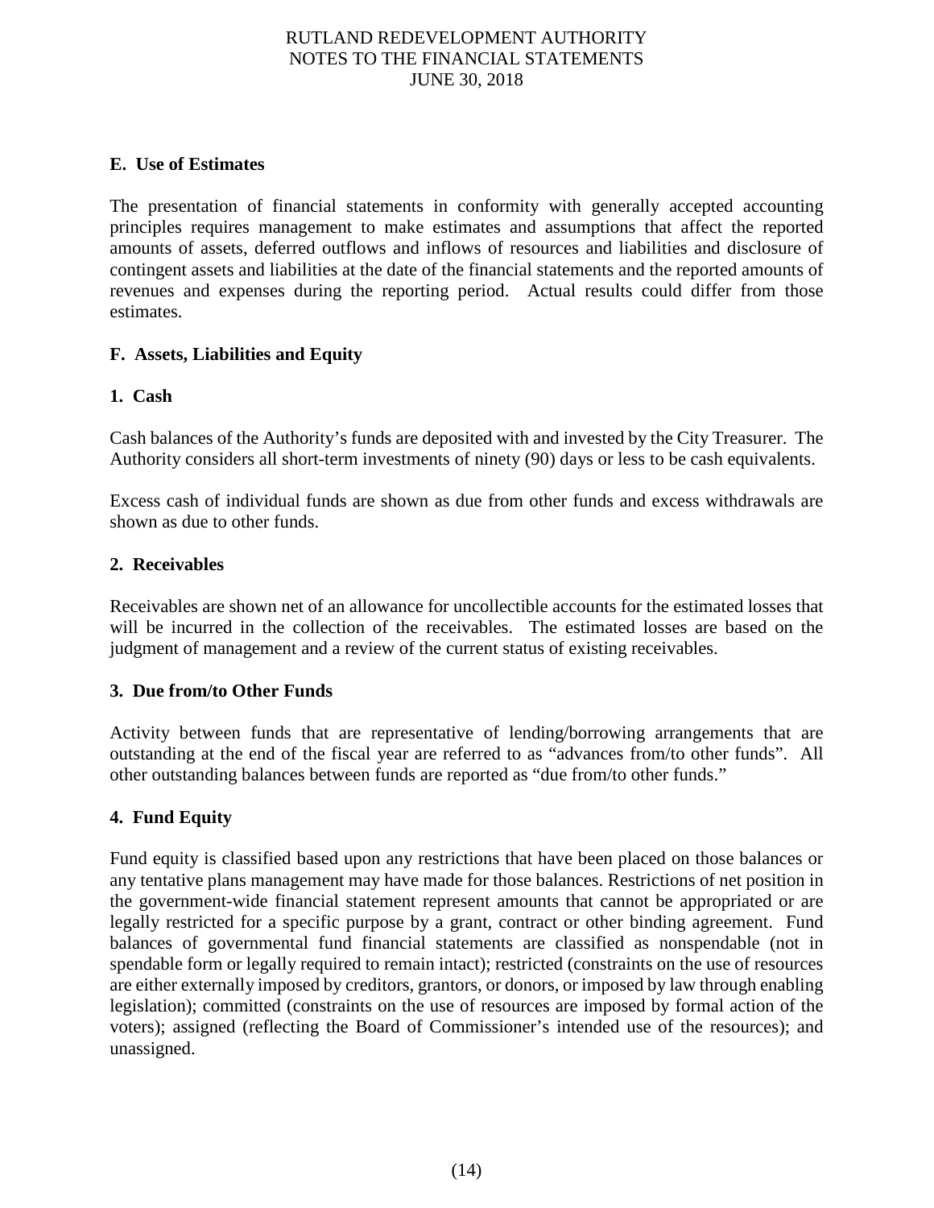### E. Use of Estimates

The presentation of financial statements in conformity with generally accepted accounting principles requires management to make estimates and assumptions that affect the reported amounts of assets, deferred outflows and inflows of resources and liabilities and disclosure of contingent assets and liabilities at the date of the financial statements and the reported amounts of revenues and expenses during the reporting period. Actual results could differ from those estimates.

### F. Assets, Liabilities and Equity

#### 1. Cash

Cash balances of the Authority's funds are deposited with and invested by the City Treasurer. The Authority considers all short-term investments of ninety (90) days or less to be cash equivalents.

Excess cash of individual funds are shown as due from other funds and excess withdrawals are shown as due to other funds.

#### 2. Receivables

Receivables are shown net of an allowance for uncollectible accounts for the estimated losses that will be incurred in the collection of the receivables. The estimated losses are based on the judgment of management and a review of the current status of existing receivables.

#### 3. Due from/to Other Funds

Activity between funds that are representative of lending/borrowing arrangements that are outstanding at the end of the fiscal year are referred to as "advances from/to other funds". All other outstanding balances between funds are reported as "due from/to other funds."

#### 4. Fund Equity

Fund equity is classified based upon any restrictions that have been placed on those balances or any tentative plans management may have made for those balances. Restrictions of net position in the government-wide financial statement represent amounts that cannot be appropriated or are legally restricted for a specific purpose by a grant, contract or other binding agreement. Fund balances of governmental fund financial statements are classified as nonspendable (not in spendable form or legally required to remain intact); restricted (constraints on the use of resources are either externally imposed by creditors, grantors, or donors, or imposed by law through enabling legislation); committed (constraints on the use of resources are imposed by formal action of the voters); assigned (reflecting the Board of Commissioner's intended use of the resources); and unassigned.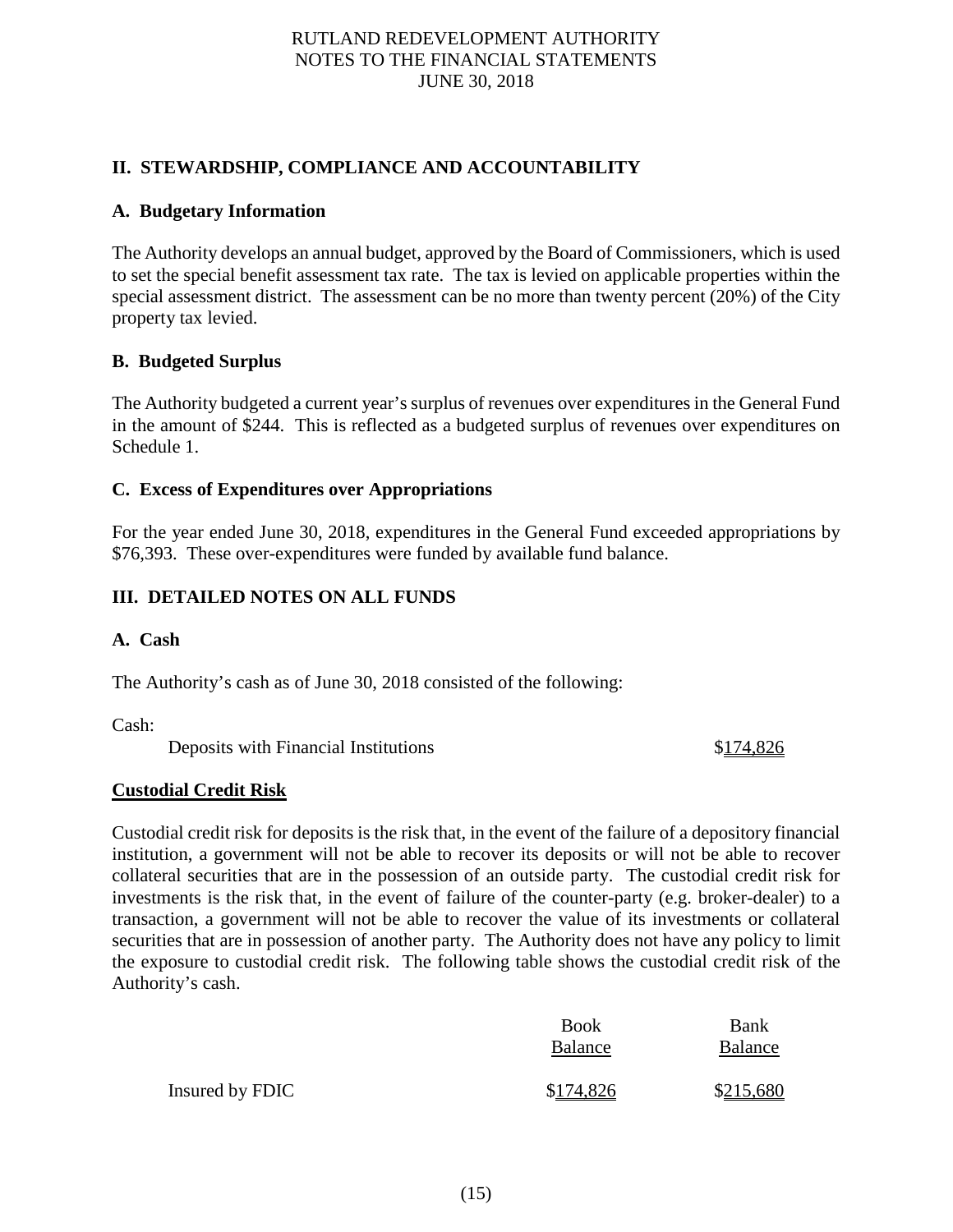## II. STEWARDSHIP, COMPLIANCE AND ACCOUNTABILITY

### A. Budgetary Information

The Authority develops an annual budget, approved by the Board of Commissioners, which is used to set the special benefit assessment tax rate. The tax is levied on applicable properties within the special assessment district. The assessment can be no more than twenty percent (20%) of the City property tax levied.

### B. Budgeted Surplus

The Authority budgeted a current year's surplus of revenues over expenditures in the General Fund in the amount of $244. This is reflected as a budgeted surplus of revenues over expenditures on Schedule 1.

### C. Excess of Expenditures over Appropriations

For the year ended June 30, 2018, expenditures in the General Fund exceeded appropriations by $76,393. These over-expenditures were funded by available fund balance.

## III. DETAILED NOTES ON ALL FUNDS

### A. Cash

The Authority's cash as of June 30, 2018 consisted of the following:

| Cash: | |
|---|---|
| Deposits with Financial Institutions | $174,826 |

**Custodial Credit Risk**

Custodial credit risk for deposits is the risk that, in the event of the failure of a depository financial institution, a government will not be able to recover its deposits or will not be able to recover collateral securities that are in the possession of an outside party. The custodial credit risk for investments is the risk that, in the event of failure of the counter-party (e.g. broker-dealer) to a transaction, a government will not be able to recover the value of its investments or collateral securities that are in possession of another party. The Authority does not have any policy to limit the exposure to custodial credit risk. The following table shows the custodial credit risk of the Authority's cash.

| | Book Balance | Bank Balance |
|---|---|---|
| Insured by FDIC | $174,826 | $215,680 |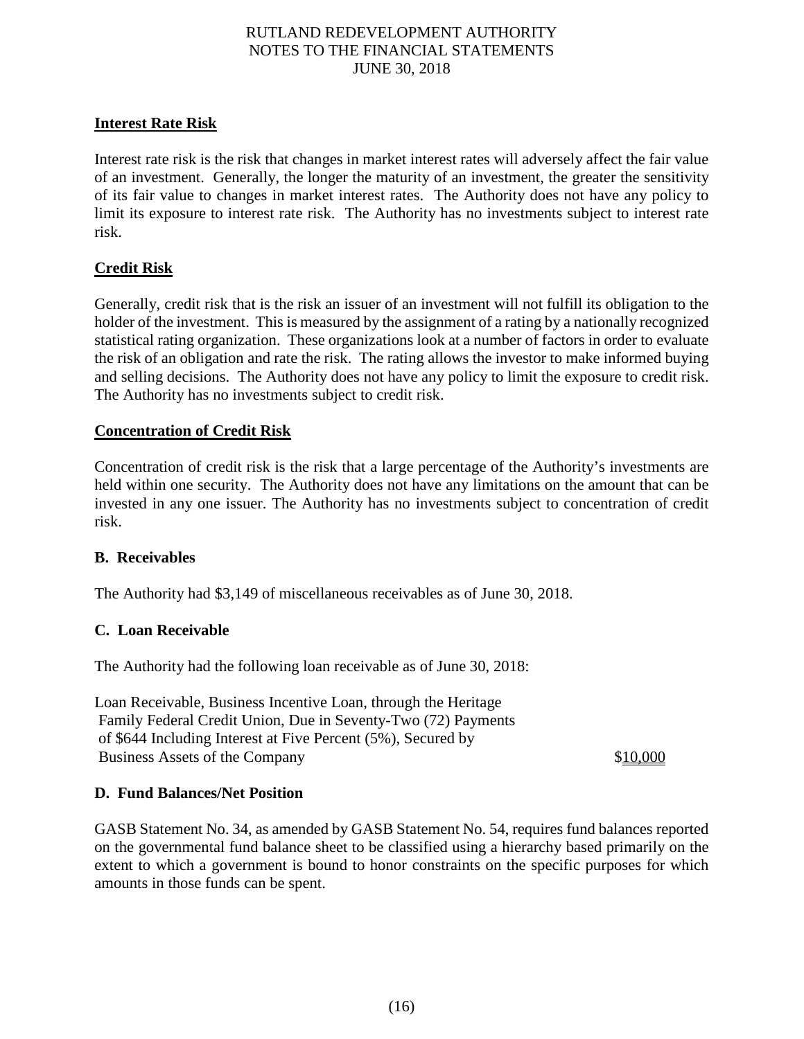### Interest Rate Risk

Interest rate risk is the risk that changes in market interest rates will adversely affect the fair value of an investment. Generally, the longer the maturity of an investment, the greater the sensitivity of its fair value to changes in market interest rates. The Authority does not have any policy to limit its exposure to interest rate risk. The Authority has no investments subject to interest rate risk.

### Credit Risk

Generally, credit risk that is the risk an issuer of an investment will not fulfill its obligation to the holder of the investment. This is measured by the assignment of a rating by a nationally recognized statistical rating organization. These organizations look at a number of factors in order to evaluate the risk of an obligation and rate the risk. The rating allows the investor to make informed buying and selling decisions. The Authority does not have any policy to limit the exposure to credit risk. The Authority has no investments subject to credit risk.

### Concentration of Credit Risk

Concentration of credit risk is the risk that a large percentage of the Authority's investments are held within one security. The Authority does not have any limitations on the amount that can be invested in any one issuer. The Authority has no investments subject to concentration of credit risk.

### B. Receivables

The Authority had $3,149 of miscellaneous receivables as of June 30, 2018.

### C. Loan Receivable

The Authority had the following loan receivable as of June 30, 2018:

| | |
|---|---|
| Loan Receivable, Business Incentive Loan, through the Heritage Family Federal Credit Union, Due in Seventy-Two (72) Payments of $644 Including Interest at Five Percent (5%), Secured by Business Assets of the Company | $10,000 |

### D. Fund Balances/Net Position

GASB Statement No. 34, as amended by GASB Statement No. 54, requires fund balances reported on the governmental fund balance sheet to be classified using a hierarchy based primarily on the extent to which a government is bound to honor constraints on the specific purposes for which amounts in those funds can be spent.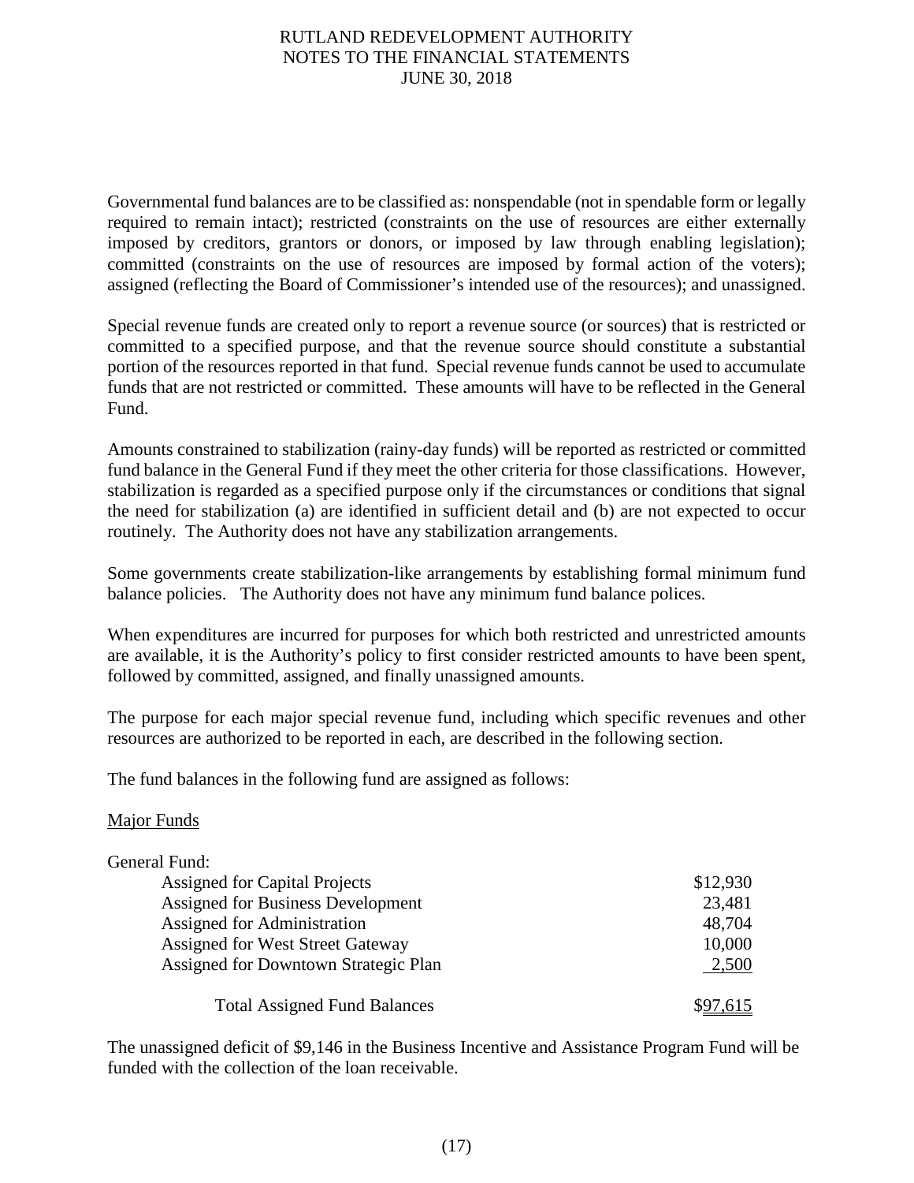Governmental fund balances are to be classified as: nonspendable (not in spendable form or legally required to remain intact); restricted (constraints on the use of resources are either externally imposed by creditors, grantors or donors, or imposed by law through enabling legislation); committed (constraints on the use of resources are imposed by formal action of the voters); assigned (reflecting the Board of Commissioner's intended use of the resources); and unassigned.

Special revenue funds are created only to report a revenue source (or sources) that is restricted or committed to a specified purpose, and that the revenue source should constitute a substantial portion of the resources reported in that fund. Special revenue funds cannot be used to accumulate funds that are not restricted or committed. These amounts will have to be reflected in the General Fund.

Amounts constrained to stabilization (rainy-day funds) will be reported as restricted or committed fund balance in the General Fund if they meet the other criteria for those classifications. However, stabilization is regarded as a specified purpose only if the circumstances or conditions that signal the need for stabilization (a) are identified in sufficient detail and (b) are not expected to occur routinely. The Authority does not have any stabilization arrangements.

Some governments create stabilization-like arrangements by establishing formal minimum fund balance policies. The Authority does not have any minimum fund balance polices.

When expenditures are incurred for purposes for which both restricted and unrestricted amounts are available, it is the Authority's policy to first consider restricted amounts to have been spent, followed by committed, assigned, and finally unassigned amounts.

The purpose for each major special revenue fund, including which specific revenues and other resources are authorized to be reported in each, are described in the following section.

The fund balances in the following fund are assigned as follows:

Major Funds

| General Fund: | |
|---|---|
| Assigned for Capital Projects | $12,930 |
| Assigned for Business Development | 23,481 |
| Assigned for Administration | 48,704 |
| Assigned for West Street Gateway | 10,000 |
| Assigned for Downtown Strategic Plan | 2,500 |
| Total Assigned Fund Balances | $97,615 |

The unassigned deficit of $9,146 in the Business Incentive and Assistance Program Fund will be funded with the collection of the loan receivable.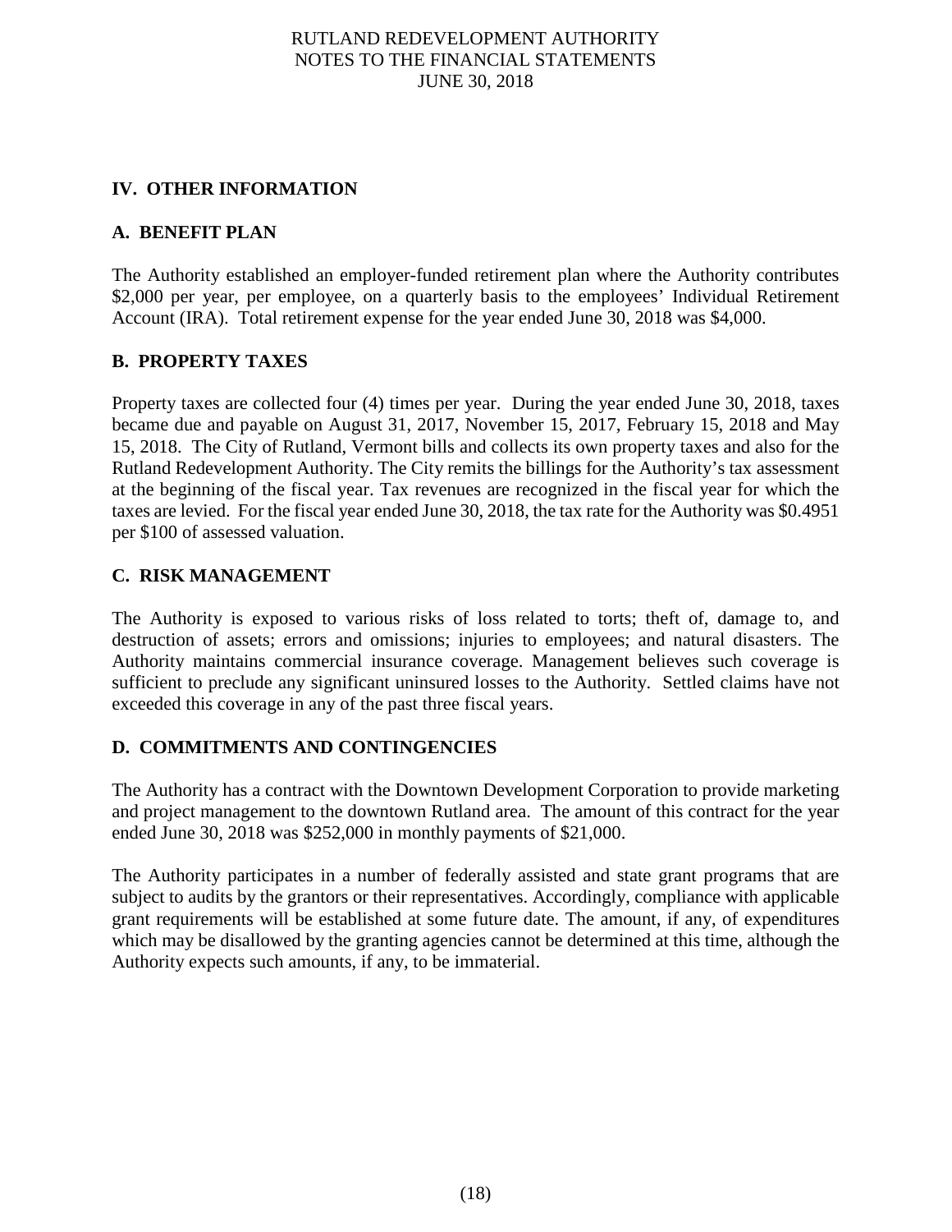## IV. OTHER INFORMATION

### A. BENEFIT PLAN

The Authority established an employer-funded retirement plan where the Authority contributes \$2,000 per year, per employee, on a quarterly basis to the employees' Individual Retirement Account (IRA). Total retirement expense for the year ended June 30, 2018 was \$4,000.

### B. PROPERTY TAXES

Property taxes are collected four (4) times per year. During the year ended June 30, 2018, taxes became due and payable on August 31, 2017, November 15, 2017, February 15, 2018 and May 15, 2018. The City of Rutland, Vermont bills and collects its own property taxes and also for the Rutland Redevelopment Authority. The City remits the billings for the Authority's tax assessment at the beginning of the fiscal year. Tax revenues are recognized in the fiscal year for which the taxes are levied. For the fiscal year ended June 30, 2018, the tax rate for the Authority was \$0.4951 per \$100 of assessed valuation.

### C. RISK MANAGEMENT

The Authority is exposed to various risks of loss related to torts; theft of, damage to, and destruction of assets; errors and omissions; injuries to employees; and natural disasters. The Authority maintains commercial insurance coverage. Management believes such coverage is sufficient to preclude any significant uninsured losses to the Authority. Settled claims have not exceeded this coverage in any of the past three fiscal years.

### D. COMMITMENTS AND CONTINGENCIES

The Authority has a contract with the Downtown Development Corporation to provide marketing and project management to the downtown Rutland area. The amount of this contract for the year ended June 30, 2018 was \$252,000 in monthly payments of \$21,000.

The Authority participates in a number of federally assisted and state grant programs that are subject to audits by the grantors or their representatives. Accordingly, compliance with applicable grant requirements will be established at some future date. The amount, if any, of expenditures which may be disallowed by the granting agencies cannot be determined at this time, although the Authority expects such amounts, if any, to be immaterial.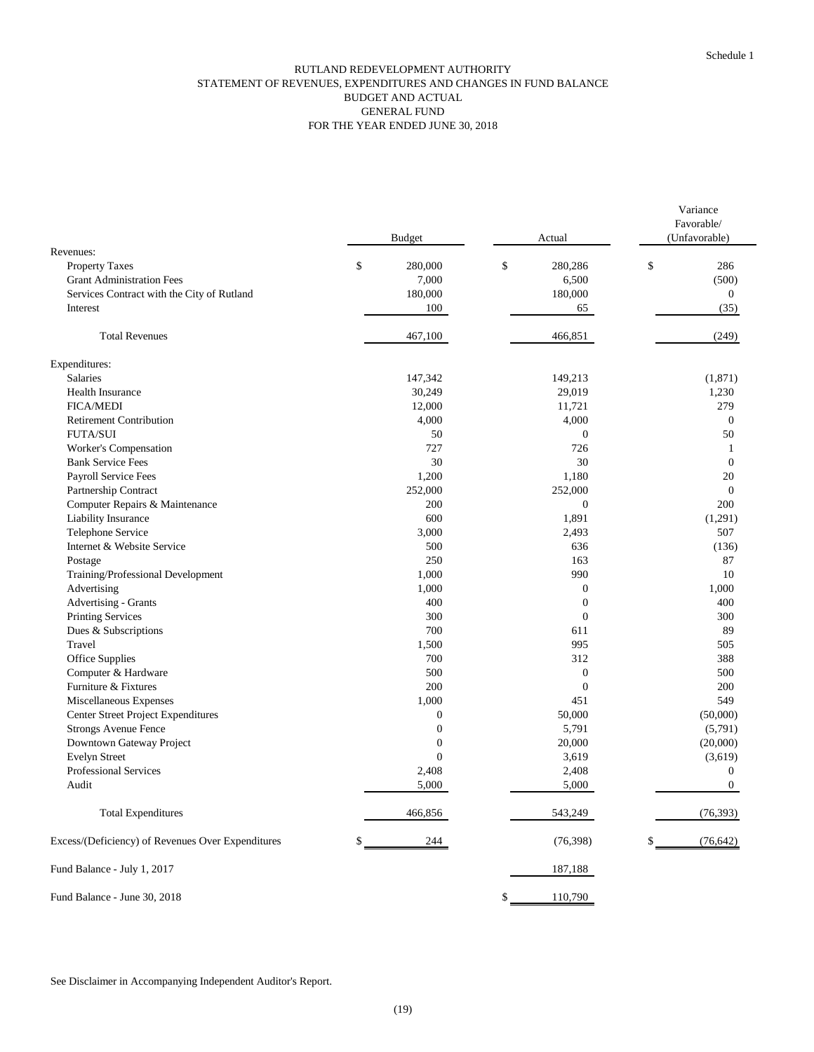Schedule 1

# RUTLAND REDEVELOPMENT AUTHORITY
## STATEMENT OF REVENUES, EXPENDITURES AND CHANGES IN FUND BALANCE
## BUDGET AND ACTUAL
## GENERAL FUND
## FOR THE YEAR ENDED JUNE 30, 2018

| | Budget | Actual | Variance Favorable/ (Unfavorable) |
|---|---|---|---|
| Revenues: | | | |
| Property Taxes | $ 280,000 | $ 280,286 | $ 286 |
| Grant Administration Fees | 7,000 | 6,500 | (500) |
| Services Contract with the City of Rutland | 180,000 | 180,000 | 0 |
| Interest | 100 | 65 | (35) |
| Total Revenues | 467,100 | 466,851 | (249) |
| Expenditures: | | | |
| Salaries | 147,342 | 149,213 | (1,871) |
| Health Insurance | 30,249 | 29,019 | 1,230 |
| FICA/MEDI | 12,000 | 11,721 | 279 |
| Retirement Contribution | 4,000 | 4,000 | 0 |
| FUTA/SUI | 50 | 0 | 50 |
| Worker's Compensation | 727 | 726 | 1 |
| Bank Service Fees | 30 | 30 | 0 |
| Payroll Service Fees | 1,200 | 1,180 | 20 |
| Partnership Contract | 252,000 | 252,000 | 0 |
| Computer Repairs & Maintenance | 200 | 0 | 200 |
| Liability Insurance | 600 | 1,891 | (1,291) |
| Telephone Service | 3,000 | 2,493 | 507 |
| Internet & Website Service | 500 | 636 | (136) |
| Postage | 250 | 163 | 87 |
| Training/Professional Development | 1,000 | 990 | 10 |
| Advertising | 1,000 | 0 | 1,000 |
| Advertising - Grants | 400 | 0 | 400 |
| Printing Services | 300 | 0 | 300 |
| Dues & Subscriptions | 700 | 611 | 89 |
| Travel | 1,500 | 995 | 505 |
| Office Supplies | 700 | 312 | 388 |
| Computer & Hardware | 500 | 0 | 500 |
| Furniture & Fixtures | 200 | 0 | 200 |
| Miscellaneous Expenses | 1,000 | 451 | 549 |
| Center Street Project Expenditures | 0 | 50,000 | (50,000) |
| Strongs Avenue Fence | 0 | 5,791 | (5,791) |
| Downtown Gateway Project | 0 | 20,000 | (20,000) |
| Evelyn Street | 0 | 3,619 | (3,619) |
| Professional Services | 2,408 | 2,408 | 0 |
| Audit | 5,000 | 5,000 | 0 |
| Total Expenditures | 466,856 | 543,249 | (76,393) |
| Excess/(Deficiency) of Revenues Over Expenditures | $ 244 | (76,398) | $ (76,642) |
| Fund Balance - July 1, 2017 | | 187,188 | |
| Fund Balance - June 30, 2018 | | $ 110,790 | |

See Disclaimer in Accompanying Independent Auditor's Report.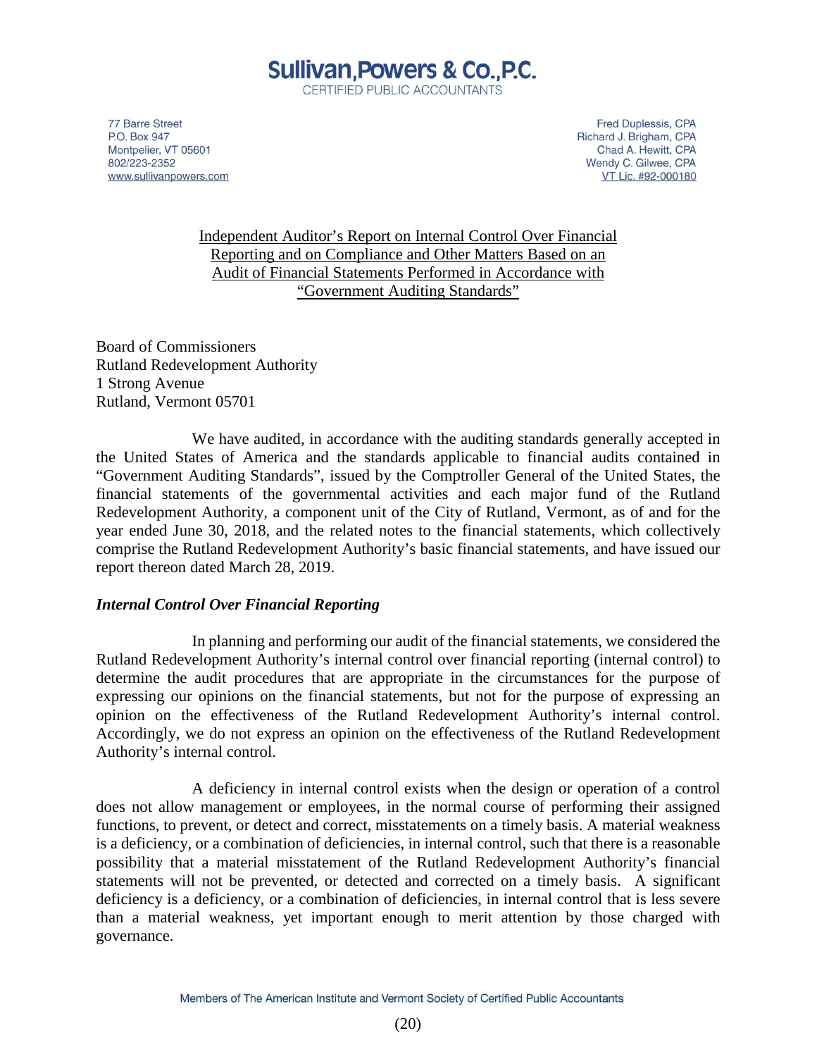# Sullivan, Powers & Co., P.C.

CERTIFIED PUBLIC ACCOUNTANTS

77 Barre Street
P.O. Box 947
Montpelier, VT 05601
802/223-2352
www.sullivanpowers.com

Fred Duplessis, CPA
Richard J. Brigham, CPA
Chad A. Hewitt, CPA
Wendy C. Gilwee, CPA
VT Lic. #92-000180

## Independent Auditor's Report on Internal Control Over Financial Reporting and on Compliance and Other Matters Based on an Audit of Financial Statements Performed in Accordance with "Government Auditing Standards"

Board of Commissioners
Rutland Redevelopment Authority
1 Strong Avenue
Rutland, Vermont 05701

We have audited, in accordance with the auditing standards generally accepted in the United States of America and the standards applicable to financial audits contained in "Government Auditing Standards", issued by the Comptroller General of the United States, the financial statements of the governmental activities and each major fund of the Rutland Redevelopment Authority, a component unit of the City of Rutland, Vermont, as of and for the year ended June 30, 2018, and the related notes to the financial statements, which collectively comprise the Rutland Redevelopment Authority's basic financial statements, and have issued our report thereon dated March 28, 2019.

***Internal Control Over Financial Reporting***

In planning and performing our audit of the financial statements, we considered the Rutland Redevelopment Authority's internal control over financial reporting (internal control) to determine the audit procedures that are appropriate in the circumstances for the purpose of expressing our opinions on the financial statements, but not for the purpose of expressing an opinion on the effectiveness of the Rutland Redevelopment Authority's internal control. Accordingly, we do not express an opinion on the effectiveness of the Rutland Redevelopment Authority's internal control.

A deficiency in internal control exists when the design or operation of a control does not allow management or employees, in the normal course of performing their assigned functions, to prevent, or detect and correct, misstatements on a timely basis. A material weakness is a deficiency, or a combination of deficiencies, in internal control, such that there is a reasonable possibility that a material misstatement of the Rutland Redevelopment Authority's financial statements will not be prevented, or detected and corrected on a timely basis. A significant deficiency is a deficiency, or a combination of deficiencies, in internal control that is less severe than a material weakness, yet important enough to merit attention by those charged with governance.

Members of The American Institute and Vermont Society of Certified Public Accountants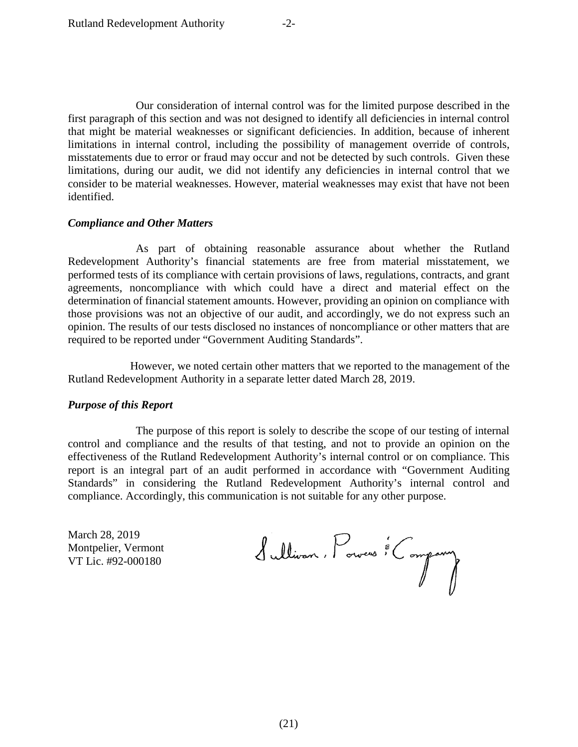Our consideration of internal control was for the limited purpose described in the first paragraph of this section and was not designed to identify all deficiencies in internal control that might be material weaknesses or significant deficiencies. In addition, because of inherent limitations in internal control, including the possibility of management override of controls, misstatements due to error or fraud may occur and not be detected by such controls. Given these limitations, during our audit, we did not identify any deficiencies in internal control that we consider to be material weaknesses. However, material weaknesses may exist that have not been identified.

***Compliance and Other Matters***

As part of obtaining reasonable assurance about whether the Rutland Redevelopment Authority's financial statements are free from material misstatement, we performed tests of its compliance with certain provisions of laws, regulations, contracts, and grant agreements, noncompliance with which could have a direct and material effect on the determination of financial statement amounts. However, providing an opinion on compliance with those provisions was not an objective of our audit, and accordingly, we do not express such an opinion. The results of our tests disclosed no instances of noncompliance or other matters that are required to be reported under "Government Auditing Standards".

However, we noted certain other matters that we reported to the management of the Rutland Redevelopment Authority in a separate letter dated March 28, 2019.

***Purpose of this Report***

The purpose of this report is solely to describe the scope of our testing of internal control and compliance and the results of that testing, and not to provide an opinion on the effectiveness of the Rutland Redevelopment Authority's internal control or on compliance. This report is an integral part of an audit performed in accordance with "Government Auditing Standards" in considering the Rutland Redevelopment Authority's internal control and compliance. Accordingly, this communication is not suitable for any other purpose.

March 28, 2019
Montpelier, Vermont
VT Lic. #92-000180

Sullivan, Powers & Company